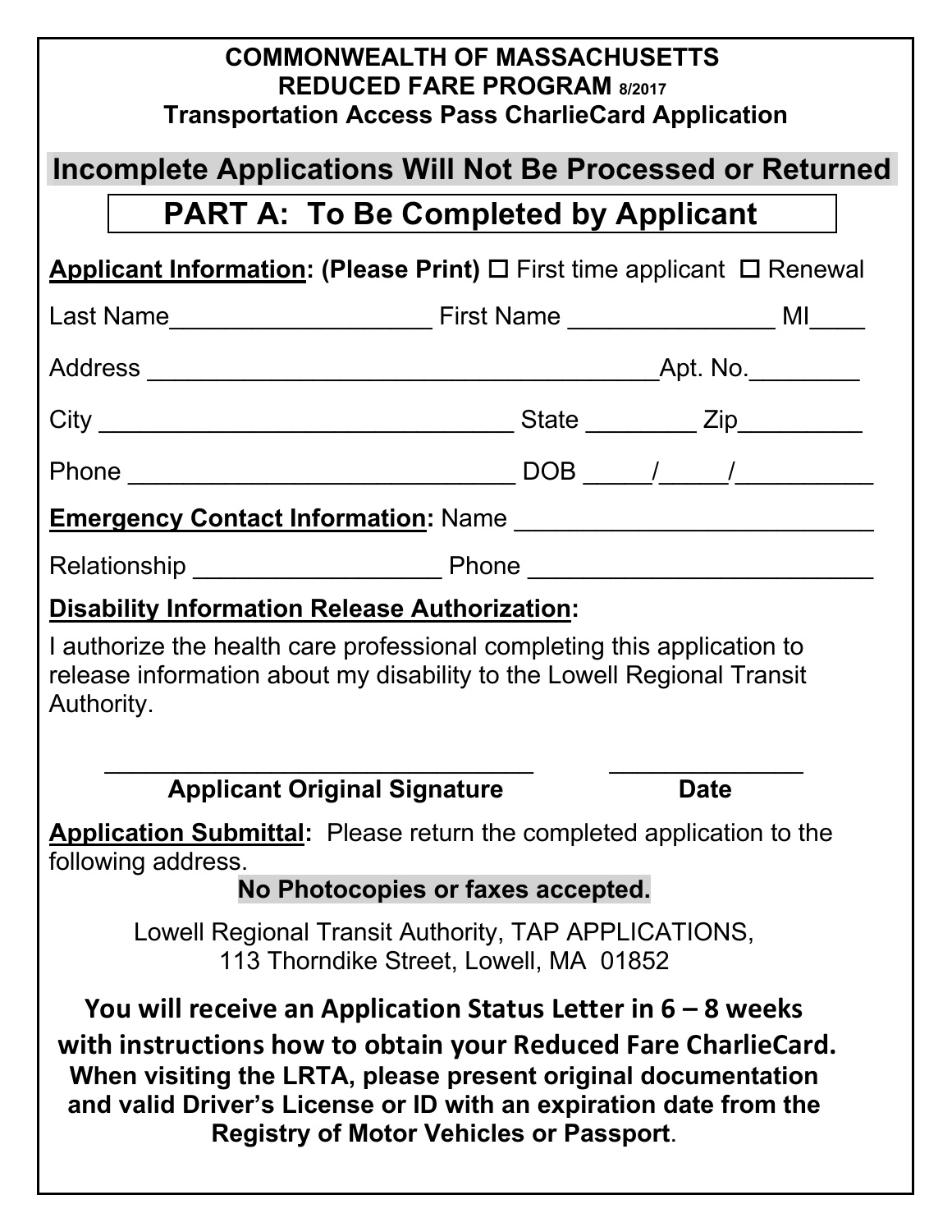**COMMONWEALTH OF MASSACHUSETTS**
**REDUCED FARE PROGRAM 8/2017**
**Transportation Access Pass CharlieCard Application**

## Incomplete Applications Will Not Be Processed or Returned

## PART A: To Be Completed by Applicant

**Applicant Information: (Please Print)** ☐ First time applicant ☐ Renewal

Last Name___________________ First Name _______________ MI____

Address _____________________________________Apt. No.________

City _____________________________ State ________ Zip_________

Phone ____________________________ DOB _____/_____/__________

**Emergency Contact Information:** Name __________________________

Relationship __________________ Phone _________________________

**Disability Information Release Authorization:**

I authorize the health care professional completing this application to release information about my disability to the Lowell Regional Transit Authority.

_______________________________ _______________
**Applicant Original Signature** **Date**

**Application Submittal:** Please return the completed application to the following address.

**No Photocopies or faxes accepted.**

Lowell Regional Transit Authority, TAP APPLICATIONS,
113 Thorndike Street, Lowell, MA 01852

**You will receive an Application Status Letter in 6 – 8 weeks with instructions how to obtain your Reduced Fare CharlieCard.**
**When visiting the LRTA, please present original documentation and valid Driver's License or ID with an expiration date from the Registry of Motor Vehicles or Passport**.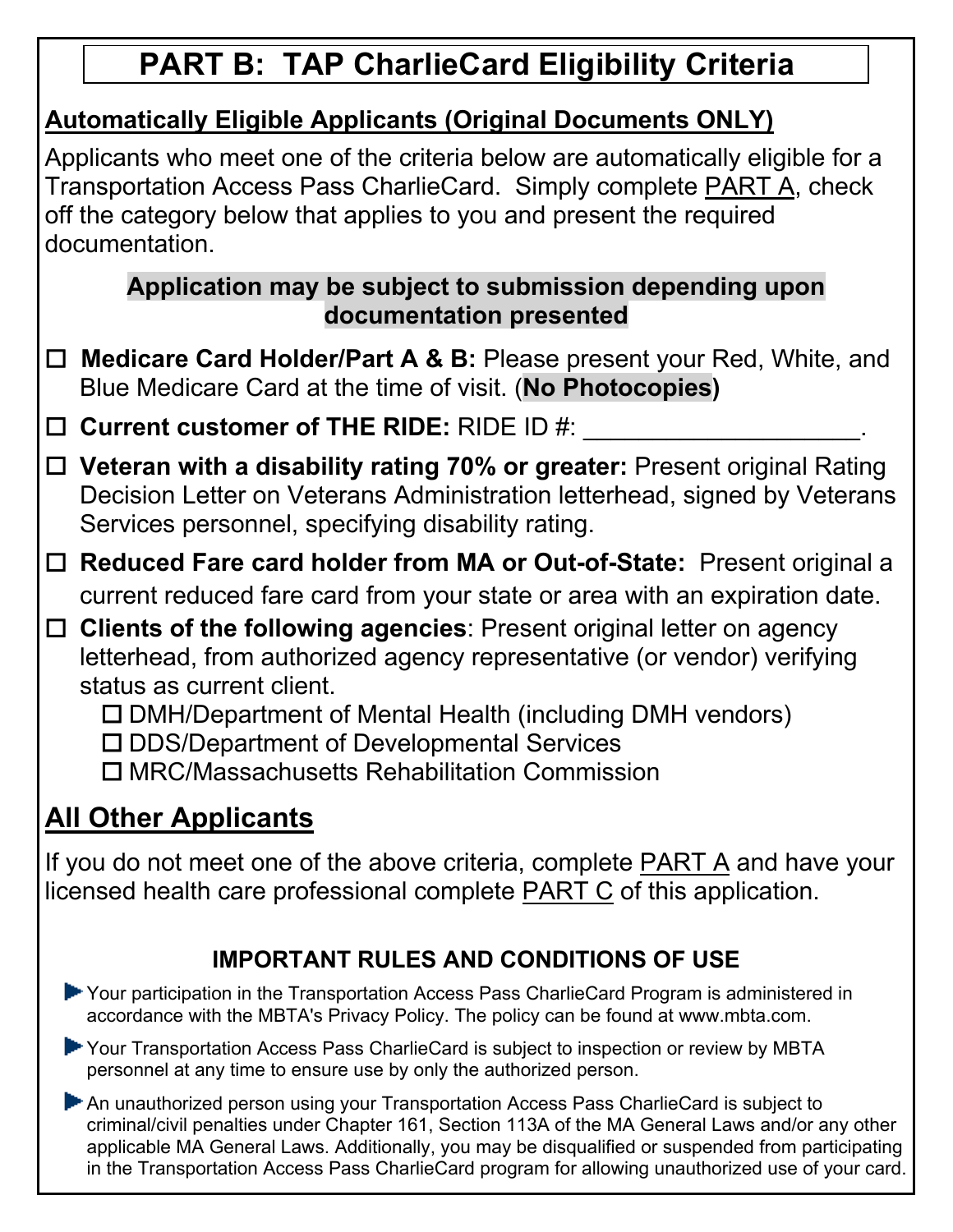# PART B: TAP CharlieCard Eligibility Criteria

**Automatically Eligible Applicants (Original Documents ONLY)**

Applicants who meet one of the criteria below are automatically eligible for a Transportation Access Pass CharlieCard. Simply complete PART A, check off the category below that applies to you and present the required documentation.

**Application may be subject to submission depending upon documentation presented**

- ☐ **Medicare Card Holder/Part A & B:** Please present your Red, White, and Blue Medicare Card at the time of visit. (**No Photocopies**)
- ☐ **Current customer of THE RIDE:** RIDE ID #: ____________________.
- ☐ **Veteran with a disability rating 70% or greater:** Present original Rating Decision Letter on Veterans Administration letterhead, signed by Veterans Services personnel, specifying disability rating.
- ☐ **Reduced Fare card holder from MA or Out-of-State:** Present original a current reduced fare card from your state or area with an expiration date.
- ☐ **Clients of the following agencies**: Present original letter on agency letterhead, from authorized agency representative (or vendor) verifying status as current client.
  - ☐ DMH/Department of Mental Health (including DMH vendors)
  - ☐ DDS/Department of Developmental Services
  - ☐ MRC/Massachusetts Rehabilitation Commission

## All Other Applicants

If you do not meet one of the above criteria, complete PART A and have your licensed health care professional complete PART C of this application.

### IMPORTANT RULES AND CONDITIONS OF USE

- Your participation in the Transportation Access Pass CharlieCard Program is administered in accordance with the MBTA's Privacy Policy. The policy can be found at www.mbta.com.
- Your Transportation Access Pass CharlieCard is subject to inspection or review by MBTA personnel at any time to ensure use by only the authorized person.
- An unauthorized person using your Transportation Access Pass CharlieCard is subject to criminal/civil penalties under Chapter 161, Section 113A of the MA General Laws and/or any other applicable MA General Laws. Additionally, you may be disqualified or suspended from participating in the Transportation Access Pass CharlieCard program for allowing unauthorized use of your card.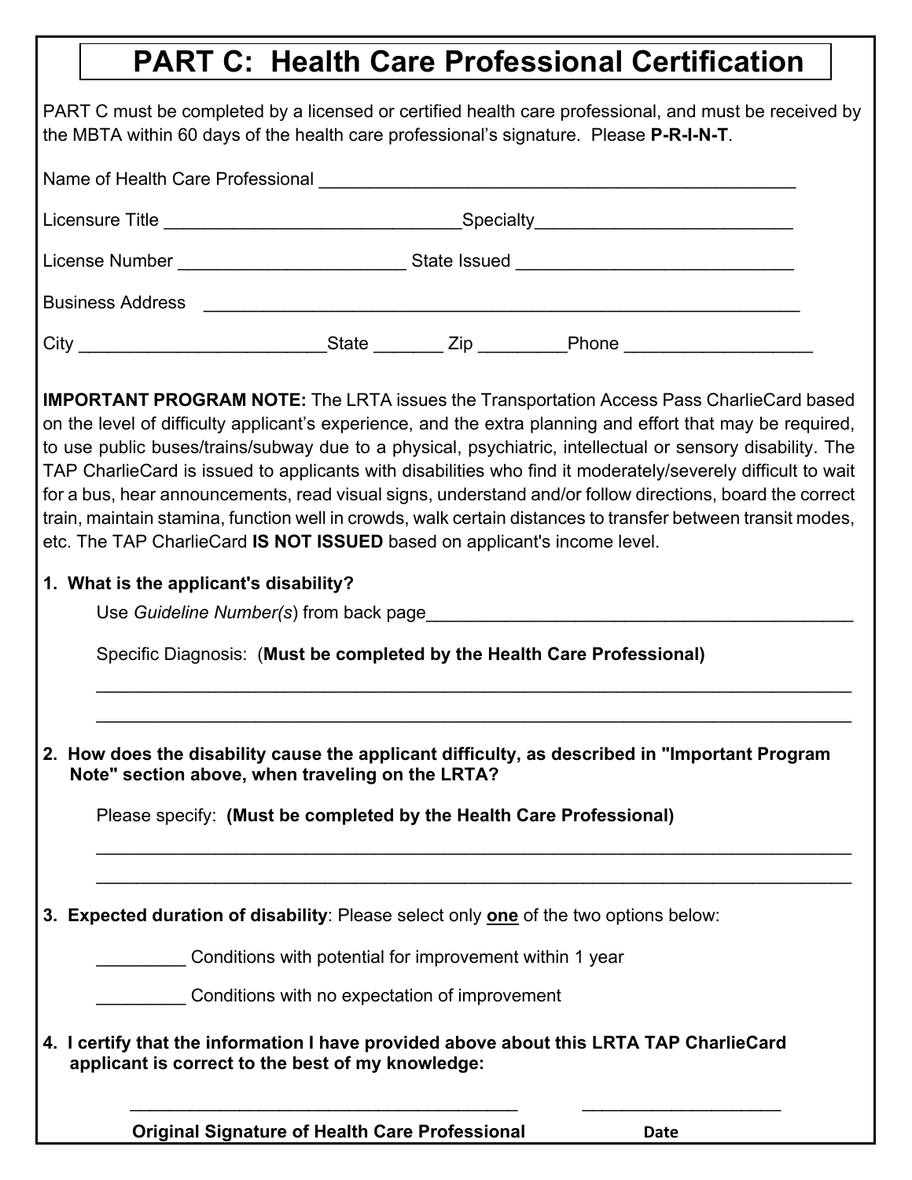# PART C: Health Care Professional Certification

PART C must be completed by a licensed or certified health care professional, and must be received by the MBTA within 60 days of the health care professional's signature. Please **P-R-I-N-T**.

Name of Health Care Professional ________________________________________________

Licensure Title ______________________________Specialty_________________________

License Number ______________________ State Issued ___________________________

Business Address ____________________________________________________________

City ________________________State _______ Zip ________Phone ___________________

**IMPORTANT PROGRAM NOTE:** The LRTA issues the Transportation Access Pass CharlieCard based on the level of difficulty applicant's experience, and the extra planning and effort that may be required, to use public buses/trains/subway due to a physical, psychiatric, intellectual or sensory disability. The TAP CharlieCard is issued to applicants with disabilities who find it moderately/severely difficult to wait for a bus, hear announcements, read visual signs, understand and/or follow directions, board the correct train, maintain stamina, function well in crowds, walk certain distances to transfer between transit modes, etc. The TAP CharlieCard **IS NOT ISSUED** based on applicant's income level.

**1. What is the applicant's disability?**

Use *Guideline Number(s)* from back page____________________________________________

Specific Diagnosis: (**Must be completed by the Health Care Professional)**

_____________________________________________________________________________

_____________________________________________________________________________

**2. How does the disability cause the applicant difficulty, as described in "Important Program Note" section above, when traveling on the LRTA?**

Please specify: **(Must be completed by the Health Care Professional)**

_____________________________________________________________________________

_____________________________________________________________________________

**3. Expected duration of disability**: Please select only **<u>one</u>** of the two options below:

_________ Conditions with potential for improvement within 1 year

_________ Conditions with no expectation of improvement

**4. I certify that the information I have provided above about this LRTA TAP CharlieCard applicant is correct to the best of my knowledge:**

________________________________________ ____________________

**Original Signature of Health Care Professional** **Date**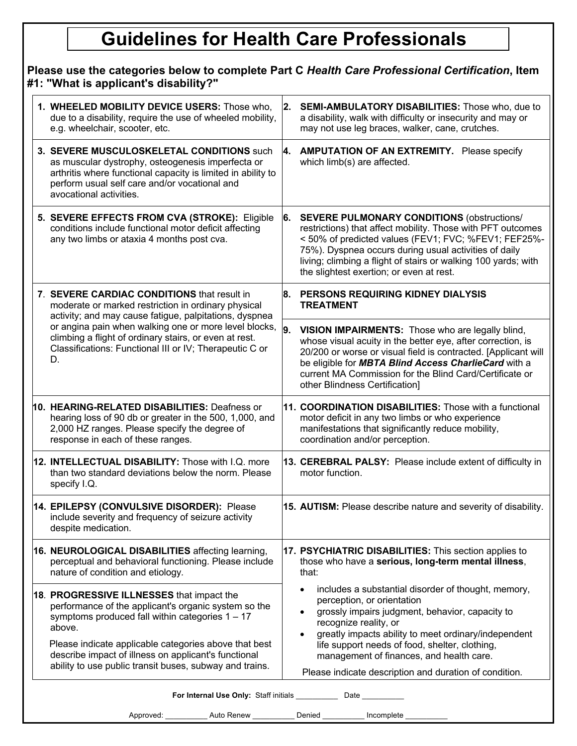# Guidelines for Health Care Professionals

**Please use the categories below to complete Part C *Health Care Professional Certification*, Item #1: "What is applicant's disability?"**

1. **WHEELED MOBILITY DEVICE USERS:** Those who, due to a disability, require the use of wheeled mobility, e.g. wheelchair, scooter, etc.

2. **SEMI-AMBULATORY DISABILITIES:** Those who, due to a disability, walk with difficulty or insecurity and may or may not use leg braces, walker, cane, crutches.

3. **SEVERE MUSCULOSKELETAL CONDITIONS** such as muscular dystrophy, osteogenesis imperfecta or arthritis where functional capacity is limited in ability to perform usual self care and/or vocational and avocational activities.

4. **AMPUTATION OF AN EXTREMITY.** Please specify which limb(s) are affected.

5. **SEVERE EFFECTS FROM CVA (STROKE):** Eligible conditions include functional motor deficit affecting any two limbs or ataxia 4 months post cva.

6. **SEVERE PULMONARY CONDITIONS** (obstructions/ restrictions) that affect mobility. Those with PFT outcomes < 50% of predicted values (FEV1; FVC; %FEV1; FEF25%-75%). Dyspnea occurs during usual activities of daily living; climbing a flight of stairs or walking 100 yards; with the slightest exertion; or even at rest.

7. **SEVERE CARDIAC CONDITIONS** that result in moderate or marked restriction in ordinary physical activity; and may cause fatigue, palpitations, dyspnea or angina pain when walking one or more level blocks, climbing a flight of ordinary stairs, or even at rest. Classifications: Functional III or IV; Therapeutic C or D.

8. **PERSONS REQUIRING KIDNEY DIALYSIS TREATMENT**

9. **VISION IMPAIRMENTS:** Those who are legally blind, whose visual acuity in the better eye, after correction, is 20/200 or worse or visual field is contracted. [Applicant will be eligible for ***MBTA Blind Access CharlieCard*** with a current MA Commission for the Blind Card/Certificate or other Blindness Certification]

10. **HEARING-RELATED DISABILITIES:** Deafness or hearing loss of 90 db or greater in the 500, 1,000, and 2,000 HZ ranges. Please specify the degree of response in each of these ranges.

11. **COORDINATION DISABILITIES:** Those with a functional motor deficit in any two limbs or who experience manifestations that significantly reduce mobility, coordination and/or perception.

12. **INTELLECTUAL DISABILITY:** Those with I.Q. more than two standard deviations below the norm. Please specify I.Q.

13. **CEREBRAL PALSY:** Please include extent of difficulty in motor function.

14. **EPILEPSY (CONVULSIVE DISORDER):** Please include severity and frequency of seizure activity despite medication.

15. **AUTISM:** Please describe nature and severity of disability.

16. **NEUROLOGICAL DISABILITIES** affecting learning, perceptual and behavioral functioning. Please include nature of condition and etiology.

17. **PSYCHIATRIC DISABILITIES:** This section applies to those who have a **serious, long-term mental illness**, that:
    - includes a substantial disorder of thought, memory, perception, or orientation
    - grossly impairs judgment, behavior, capacity to recognize reality, or
    - greatly impacts ability to meet ordinary/independent life support needs of food, shelter, clothing, management of finances, and health care.

    Please indicate description and duration of condition.

18. **PROGRESSIVE ILLNESSES** that impact the performance of the applicant's organic system so the symptoms produced fall within categories 1 – 17 above.

    Please indicate applicable categories above that best describe impact of illness on applicant's functional ability to use public transit buses, subway and trains.

**For Internal Use Only:** Staff initials __________ Date __________

Approved: __________ Auto Renew __________ Denied __________ Incomplete __________